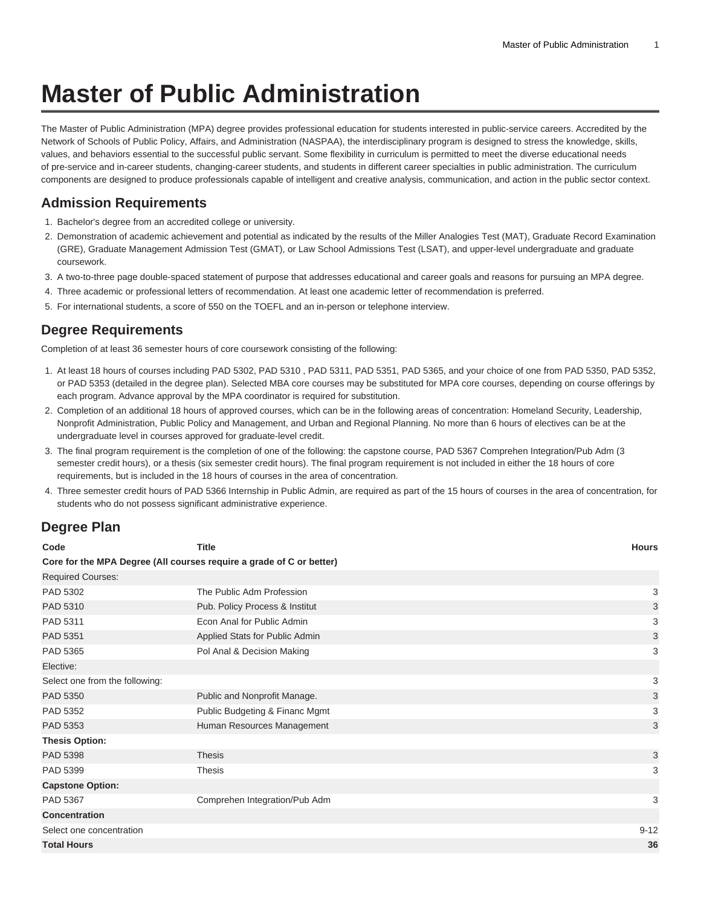# Master of Public Administration

The Master of Public Administration (MPA) degree provides professional education for students interested in public-service careers. Accredited by the Network of Schools of Public Policy, Affairs, and Administration (NASPAA), the interdisciplinary program is designed to stress the knowledge, skills, values, and behaviors essential to the successful public servant. Some flexibility in curriculum is permitted to meet the diverse educational needs of pre-service and in-career students, changing-career students, and students in different career specialties in public administration. The curriculum components are designed to produce professionals capable of intelligent and creative analysis, communication, and action in the public sector context.

## Admission Requirements

1. Bachelor's degree from an accredited college or university.
2. Demonstration of academic achievement and potential as indicated by the results of the Miller Analogies Test (MAT), Graduate Record Examination (GRE), Graduate Management Admission Test (GMAT), or Law School Admissions Test (LSAT), and upper-level undergraduate and graduate coursework.
3. A two-to-three page double-spaced statement of purpose that addresses educational and career goals and reasons for pursuing an MPA degree.
4. Three academic or professional letters of recommendation. At least one academic letter of recommendation is preferred.
5. For international students, a score of 550 on the TOEFL and an in-person or telephone interview.

## Degree Requirements

Completion of at least 36 semester hours of core coursework consisting of the following:

1. At least 18 hours of courses including PAD 5302, PAD 5310 , PAD 5311, PAD 5351, PAD 5365, and your choice of one from PAD 5350, PAD 5352, or PAD 5353 (detailed in the degree plan). Selected MBA core courses may be substituted for MPA core courses, depending on course offerings by each program. Advance approval by the MPA coordinator is required for substitution.
2. Completion of an additional 18 hours of approved courses, which can be in the following areas of concentration: Homeland Security, Leadership, Nonprofit Administration, Public Policy and Management, and Urban and Regional Planning. No more than 6 hours of electives can be at the undergraduate level in courses approved for graduate-level credit.
3. The final program requirement is the completion of one of the following: the capstone course, PAD 5367 Comprehen Integration/Pub Adm (3 semester credit hours), or a thesis (six semester credit hours). The final program requirement is not included in either the 18 hours of core requirements, but is included in the 18 hours of courses in the area of concentration.
4. Three semester credit hours of PAD 5366 Internship in Public Admin, are required as part of the 15 hours of courses in the area of concentration, for students who do not possess significant administrative experience.

## Degree Plan

| Code | Title | Hours |
|---|---|---|
| **Core for the MPA Degree (All courses require a grade of C or better)** | | |
| Required Courses: | | |
| PAD 5302 | The Public Adm Profession | 3 |
| PAD 5310 | Pub. Policy Process & Institut | 3 |
| PAD 5311 | Econ Anal for Public Admin | 3 |
| PAD 5351 | Applied Stats for Public Admin | 3 |
| PAD 5365 | Pol Anal & Decision Making | 3 |
| Elective: | | |
| Select one from the following: | | 3 |
| PAD 5350 | Public and Nonprofit Manage. | 3 |
| PAD 5352 | Public Budgeting & Financ Mgmt | 3 |
| PAD 5353 | Human Resources Management | 3 |
| **Thesis Option:** | | |
| PAD 5398 | Thesis | 3 |
| PAD 5399 | Thesis | 3 |
| **Capstone Option:** | | |
| PAD 5367 | Comprehen Integration/Pub Adm | 3 |
| **Concentration** | | |
| Select one concentration | | 9-12 |
| **Total Hours** | | **36** |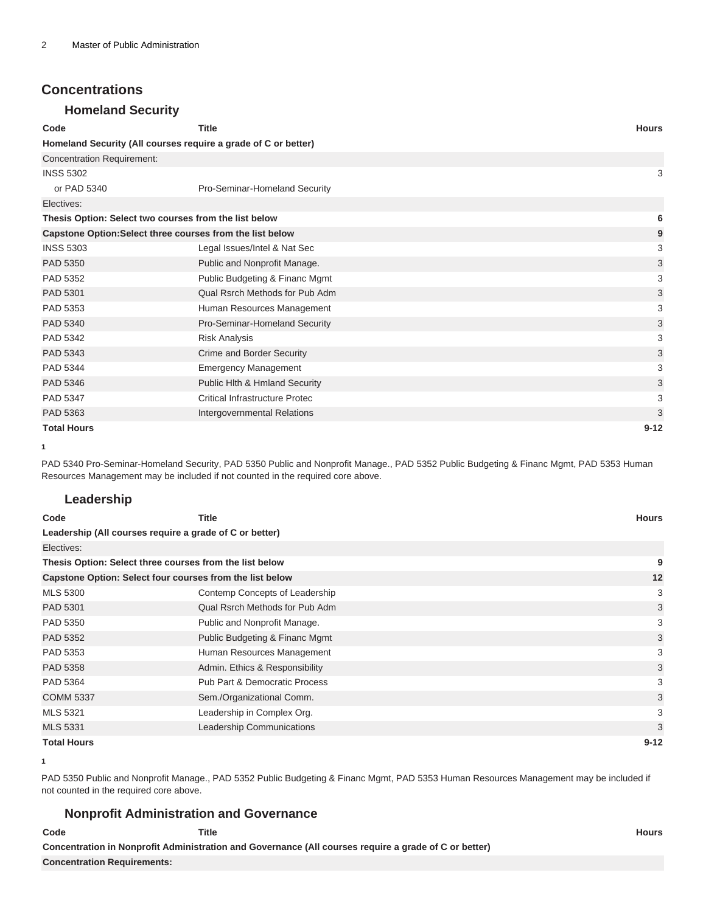## Concentrations

### Homeland Security

| Code | Title | Hours |
|---|---|---|
| **Homeland Security (All courses require a grade of C or better)** | | |
| Concentration Requirement: | | |
| INSS 5302 | | 3 |
| or PAD 5340 | Pro-Seminar-Homeland Security | |
| Electives: | | |
| **Thesis Option: Select two courses from the list below** | | **6** |
| **Capstone Option:Select three courses from the list below** | | **9** |
| INSS 5303 | Legal Issues/Intel & Nat Sec | 3 |
| PAD 5350 | Public and Nonprofit Manage. | 3 |
| PAD 5352 | Public Budgeting & Financ Mgmt | 3 |
| PAD 5301 | Qual Rsrch Methods for Pub Adm | 3 |
| PAD 5353 | Human Resources Management | 3 |
| PAD 5340 | Pro-Seminar-Homeland Security | 3 |
| PAD 5342 | Risk Analysis | 3 |
| PAD 5343 | Crime and Border Security | 3 |
| PAD 5344 | Emergency Management | 3 |
| PAD 5346 | Public Hlth & Hmland Security | 3 |
| PAD 5347 | Critical Infrastructure Protec | 3 |
| PAD 5363 | Intergovernmental Relations | 3 |
| **Total Hours** | | **9-12** |

**1**

PAD 5340 Pro-Seminar-Homeland Security, PAD 5350 Public and Nonprofit Manage., PAD 5352 Public Budgeting & Financ Mgmt, PAD 5353 Human Resources Management may be included if not counted in the required core above.

### Leadership

| Code | Title | Hours |
|---|---|---|
| **Leadership (All courses require a grade of C or better)** | | |
| Electives: | | |
| **Thesis Option: Select three courses from the list below** | | **9** |
| **Capstone Option: Select four courses from the list below** | | **12** |
| MLS 5300 | Contemp Concepts of Leadership | 3 |
| PAD 5301 | Qual Rsrch Methods for Pub Adm | 3 |
| PAD 5350 | Public and Nonprofit Manage. | 3 |
| PAD 5352 | Public Budgeting & Financ Mgmt | 3 |
| PAD 5353 | Human Resources Management | 3 |
| PAD 5358 | Admin. Ethics & Responsibility | 3 |
| PAD 5364 | Pub Part & Democratic Process | 3 |
| COMM 5337 | Sem./Organizational Comm. | 3 |
| MLS 5321 | Leadership in Complex Org. | 3 |
| MLS 5331 | Leadership Communications | 3 |
| **Total Hours** | | **9-12** |

**1**

PAD 5350 Public and Nonprofit Manage., PAD 5352 Public Budgeting & Financ Mgmt, PAD 5353 Human Resources Management may be included if not counted in the required core above.

### Nonprofit Administration and Governance

| Code | Title | Hours |
|---|---|---|
| **Concentration in Nonprofit Administration and Governance (All courses require a grade of C or better)** | | |
| **Concentration Requirements:** | | |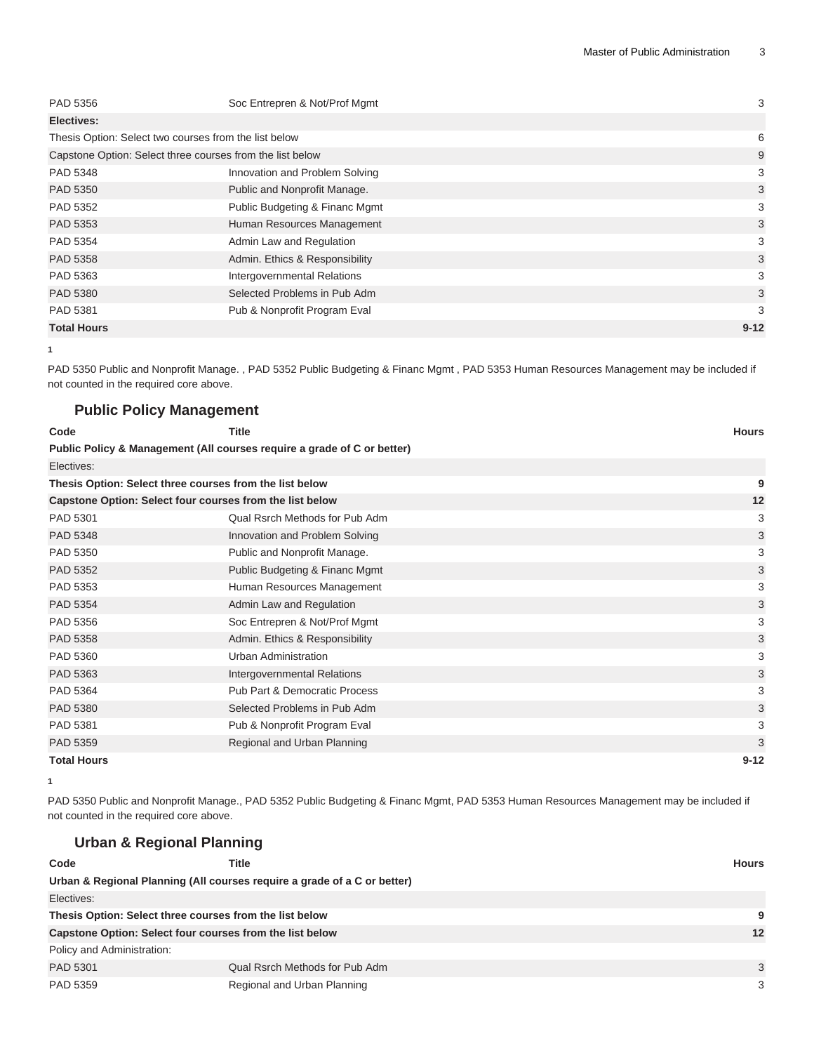| Code | Title | Hours |
|---|---|---|
| PAD 5356 | Soc Entrepren & Not/Prof Mgmt | 3 |
| **Electives:** | | |
| Thesis Option: Select two courses from the list below | | 6 |
| Capstone Option: Select three courses from the list below | | 9 |
| PAD 5348 | Innovation and Problem Solving | 3 |
| PAD 5350 | Public and Nonprofit Manage. | 3 |
| PAD 5352 | Public Budgeting & Financ Mgmt | 3 |
| PAD 5353 | Human Resources Management | 3 |
| PAD 5354 | Admin Law and Regulation | 3 |
| PAD 5358 | Admin. Ethics & Responsibility | 3 |
| PAD 5363 | Intergovernmental Relations | 3 |
| PAD 5380 | Selected Problems in Pub Adm | 3 |
| PAD 5381 | Pub & Nonprofit Program Eval | 3 |
| **Total Hours** | | **9-12** |

**1**

PAD 5350 Public and Nonprofit Manage. , PAD 5352 Public Budgeting & Financ Mgmt , PAD 5353 Human Resources Management may be included if not counted in the required core above.

### Public Policy Management

| Code | Title | Hours |
|---|---|---|
| **Public Policy & Management (All courses require a grade of C or better)** | | |
| Electives: | | |
| **Thesis Option: Select three courses from the list below** | | **9** |
| **Capstone Option: Select four courses from the list below** | | **12** |
| PAD 5301 | Qual Rsrch Methods for Pub Adm | 3 |
| PAD 5348 | Innovation and Problem Solving | 3 |
| PAD 5350 | Public and Nonprofit Manage. | 3 |
| PAD 5352 | Public Budgeting & Financ Mgmt | 3 |
| PAD 5353 | Human Resources Management | 3 |
| PAD 5354 | Admin Law and Regulation | 3 |
| PAD 5356 | Soc Entrepren & Not/Prof Mgmt | 3 |
| PAD 5358 | Admin. Ethics & Responsibility | 3 |
| PAD 5360 | Urban Administration | 3 |
| PAD 5363 | Intergovernmental Relations | 3 |
| PAD 5364 | Pub Part & Democratic Process | 3 |
| PAD 5380 | Selected Problems in Pub Adm | 3 |
| PAD 5381 | Pub & Nonprofit Program Eval | 3 |
| PAD 5359 | Regional and Urban Planning | 3 |
| **Total Hours** | | **9-12** |

**1**

PAD 5350 Public and Nonprofit Manage., PAD 5352 Public Budgeting & Financ Mgmt, PAD 5353 Human Resources Management may be included if not counted in the required core above.

### Urban & Regional Planning

| Code | Title | Hours |
|---|---|---|
| **Urban & Regional Planning (All courses require a grade of a C or better)** | | |
| Electives: | | |
| **Thesis Option: Select three courses from the list below** | | **9** |
| **Capstone Option: Select four courses from the list below** | | **12** |
| Policy and Administration: | | |
| PAD 5301 | Qual Rsrch Methods for Pub Adm | 3 |
| PAD 5359 | Regional and Urban Planning | 3 |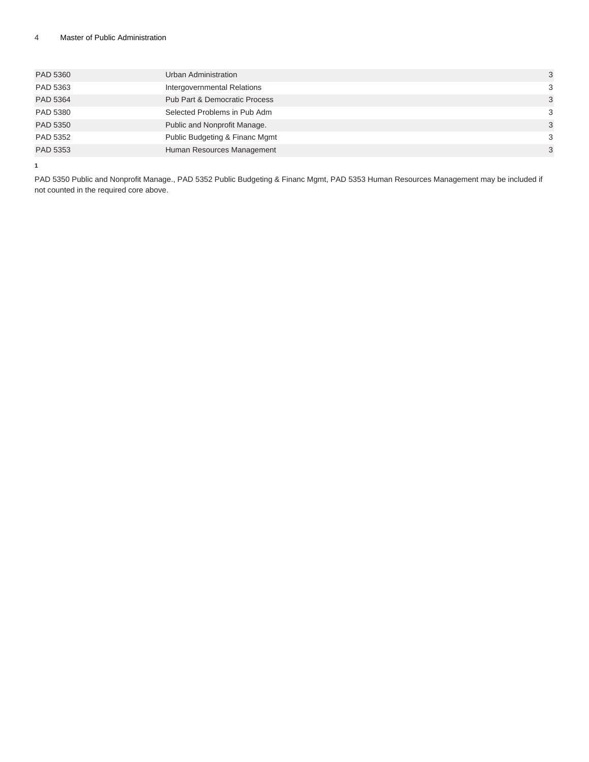| | | |
|---|---|---|
| PAD 5360 | Urban Administration | 3 |
| PAD 5363 | Intergovernmental Relations | 3 |
| PAD 5364 | Pub Part & Democratic Process | 3 |
| PAD 5380 | Selected Problems in Pub Adm | 3 |
| PAD 5350 | Public and Nonprofit Manage. | 3 |
| PAD 5352 | Public Budgeting & Financ Mgmt | 3 |
| PAD 5353 | Human Resources Management | 3 |

**1**

PAD 5350 Public and Nonprofit Manage., PAD 5352 Public Budgeting & Financ Mgmt, PAD 5353 Human Resources Management may be included if not counted in the required core above.